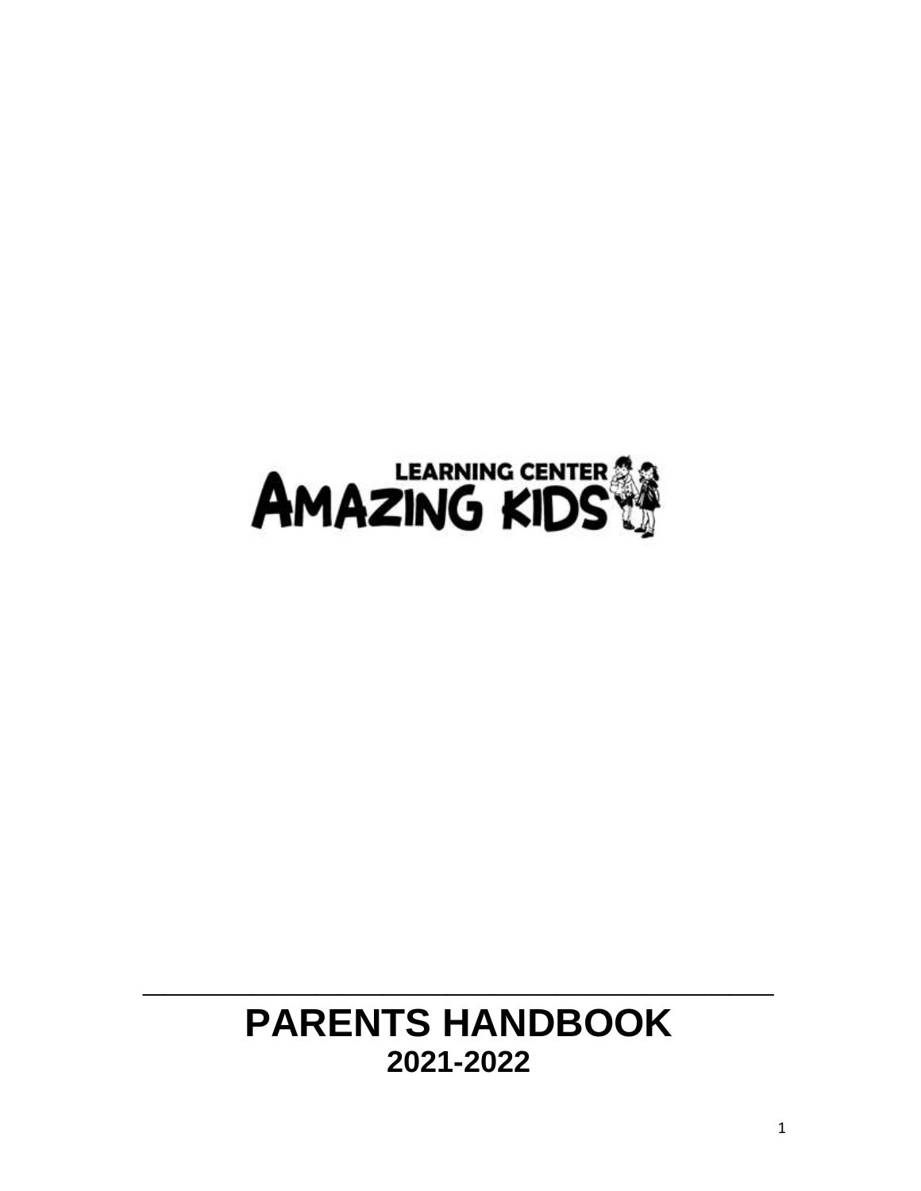AMAZING KIDS LEARNING CENTER

# PARENTS HANDBOOK

## 2021-2022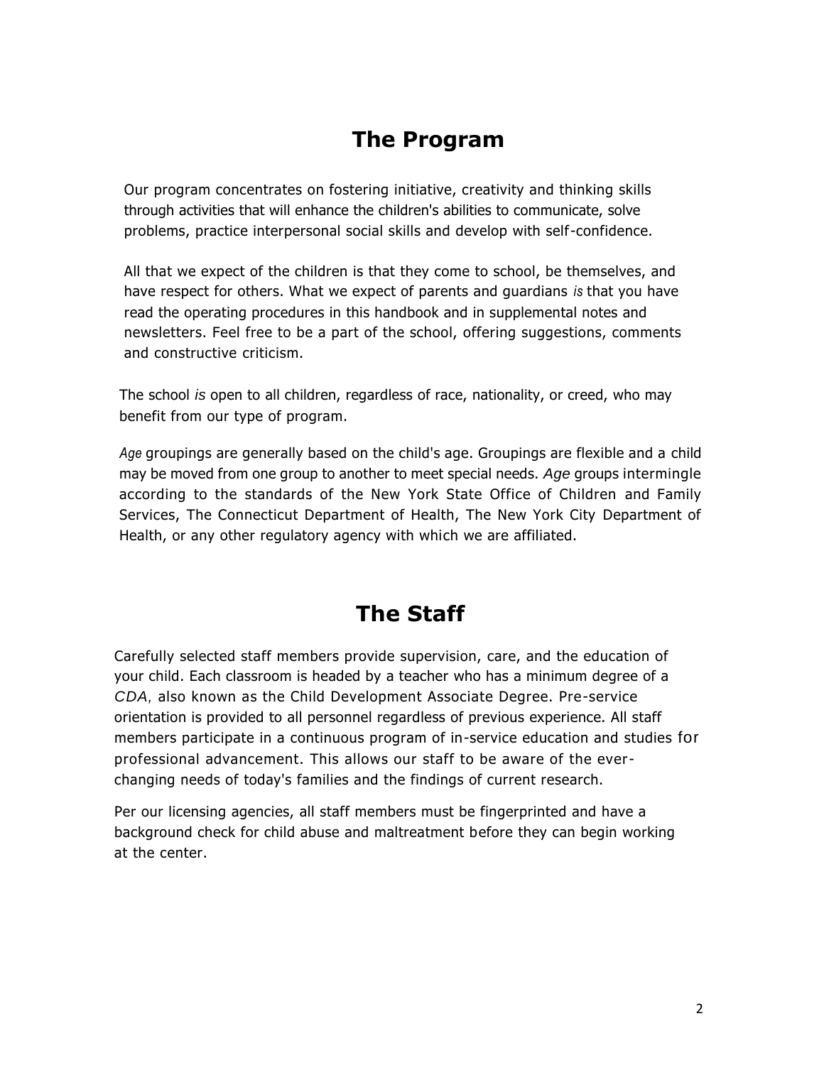# The Program

Our program concentrates on fostering initiative, creativity and thinking skills through activities that will enhance the children's abilities to communicate, solve problems, practice interpersonal social skills and develop with self-confidence.

All that we expect of the children is that they come to school, be themselves, and have respect for others. What we expect of parents and guardians *is* that you have read the operating procedures in this handbook and in supplemental notes and newsletters. Feel free to be a part of the school, offering suggestions, comments and constructive criticism.

The school *is* open to all children, regardless of race, nationality, or creed, who may benefit from our type of program.

*Age* groupings are generally based on the child's age. Groupings are flexible and a child may be moved from one group to another to meet special needs. *Age* groups intermingle according to the standards of the New York State Office of Children and Family Services, The Connecticut Department of Health, The New York City Department of Health, or any other regulatory agency with which we are affiliated.

# The Staff

Carefully selected staff members provide supervision, care, and the education of your child. Each classroom is headed by a teacher who has a minimum degree of a *CDA*, also known as the Child Development Associate Degree. Pre-service orientation is provided to all personnel regardless of previous experience. All staff members participate in a continuous program of in-service education and studies for professional advancement. This allows our staff to be aware of the ever-changing needs of today's families and the findings of current research.

Per our licensing agencies, all staff members must be fingerprinted and have a background check for child abuse and maltreatment before they can begin working at the center.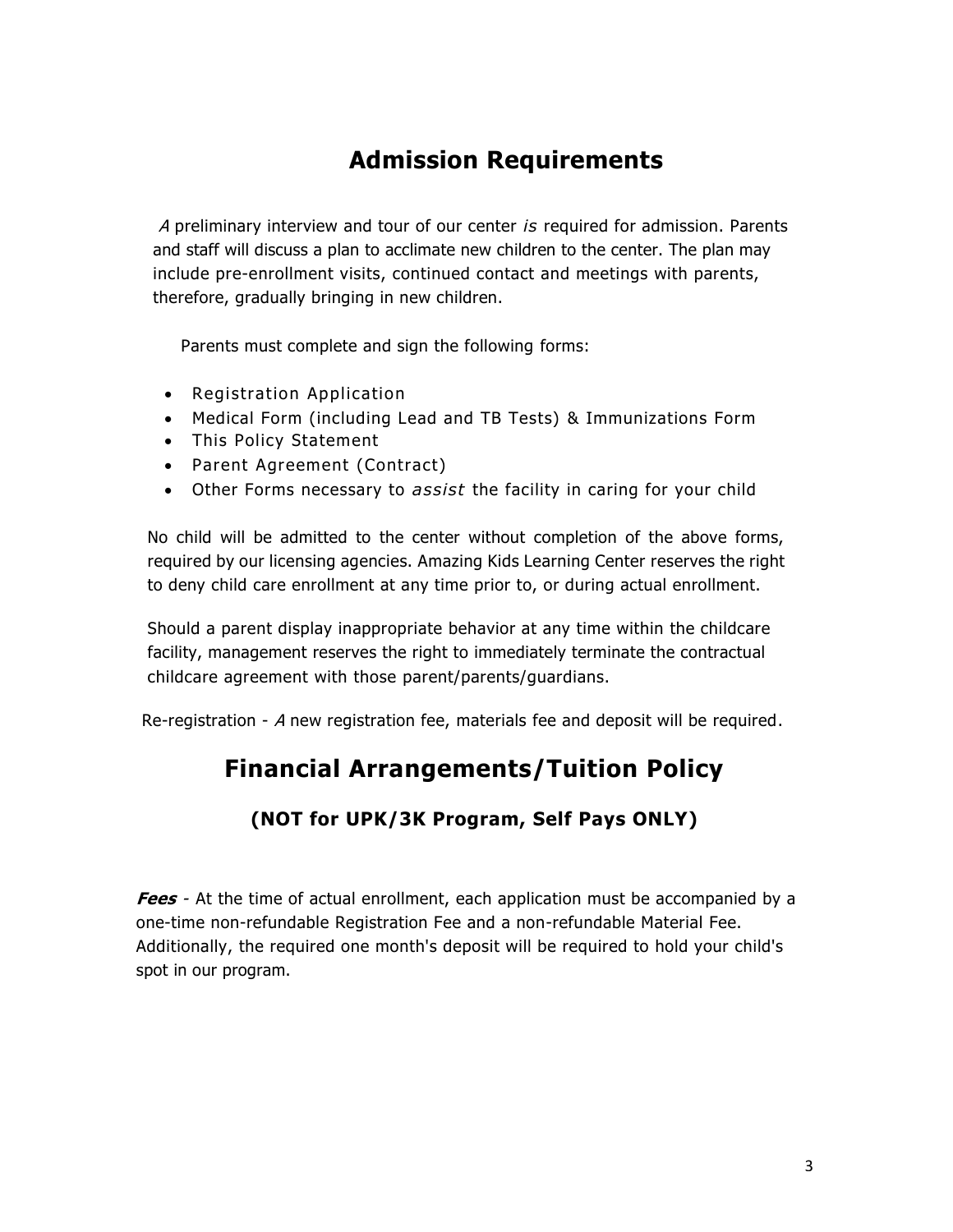# Admission Requirements

*A* preliminary interview and tour of our center *is* required for admission. Parents and staff will discuss a plan to acclimate new children to the center. The plan may include pre-enrollment visits, continued contact and meetings with parents, therefore, gradually bringing in new children.

Parents must complete and sign the following forms:

- Registration Application
- Medical Form (including Lead and TB Tests) & Immunizations Form
- This Policy Statement
- Parent Agreement (Contract)
- Other Forms necessary to *assist* the facility in caring for your child

No child will be admitted to the center without completion of the above forms, required by our licensing agencies. Amazing Kids Learning Center reserves the right to deny child care enrollment at any time prior to, or during actual enrollment.

Should a parent display inappropriate behavior at any time within the childcare facility, management reserves the right to immediately terminate the contractual childcare agreement with those parent/parents/guardians.

Re-registration - *A* new registration fee, materials fee and deposit will be required.

# Financial Arrangements/Tuition Policy

### (NOT for UPK/3K Program, Self Pays ONLY)

***Fees*** - At the time of actual enrollment, each application must be accompanied by a one-time non-refundable Registration Fee and a non-refundable Material Fee. Additionally, the required one month's deposit will be required to hold your child's spot in our program.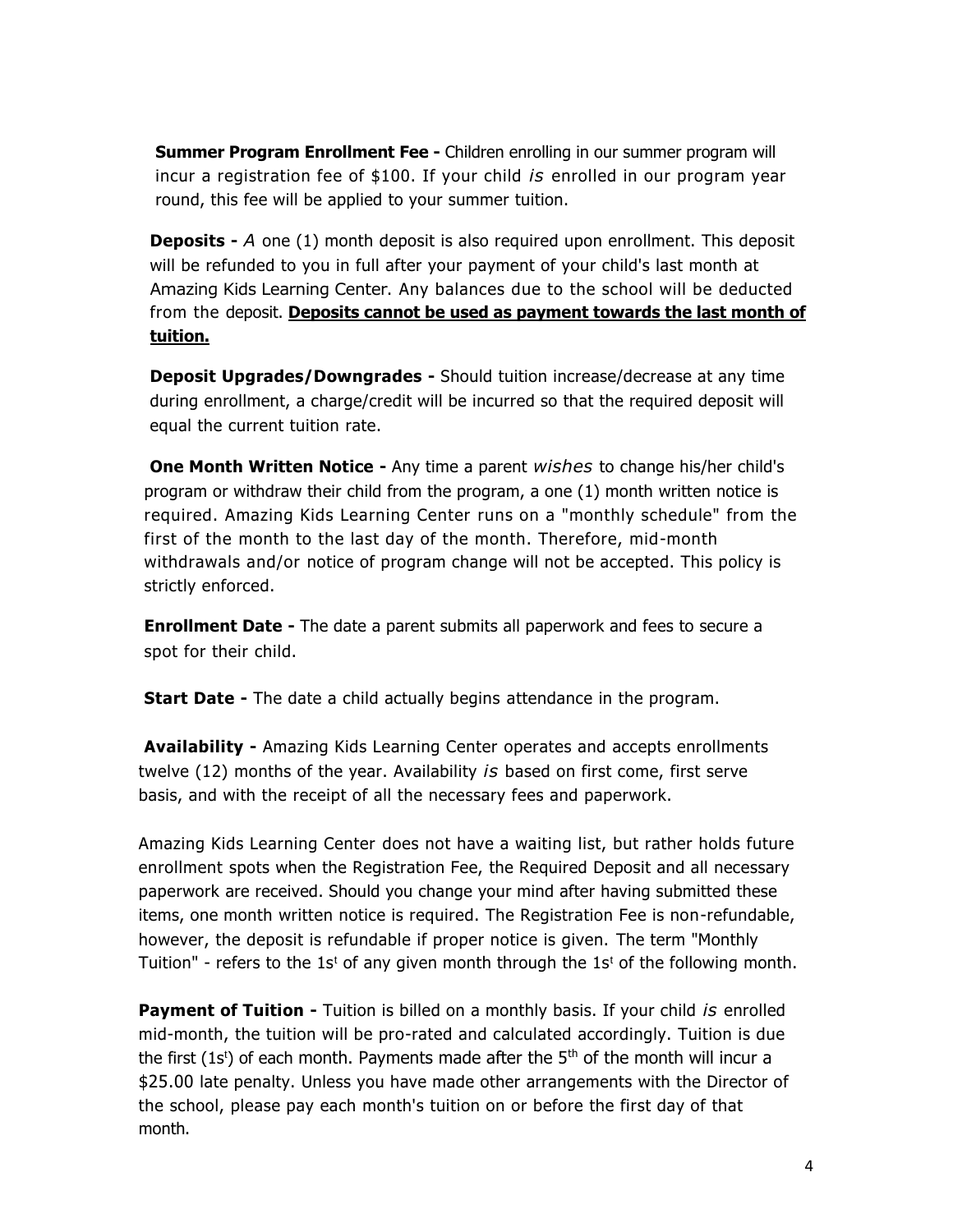**Summer Program Enrollment Fee -** Children enrolling in our summer program will incur a registration fee of $100. If your child *is* enrolled in our program year round, this fee will be applied to your summer tuition.

**Deposits -** *A* one (1) month deposit is also required upon enrollment. This deposit will be refunded to you in full after your payment of your child's last month at Amazing Kids Learning Center. Any balances due to the school will be deducted from the deposit. **<u>Deposits cannot be used as payment towards the last month of tuition.</u>**

**Deposit Upgrades/Downgrades -** Should tuition increase/decrease at any time during enrollment, a charge/credit will be incurred so that the required deposit will equal the current tuition rate.

**One Month Written Notice -** Any time a parent *wishes* to change his/her child's program or withdraw their child from the program, a one (1) month written notice is required. Amazing Kids Learning Center runs on a "monthly schedule" from the first of the month to the last day of the month. Therefore, mid-month withdrawals and/or notice of program change will not be accepted. This policy is strictly enforced.

**Enrollment Date -** The date a parent submits all paperwork and fees to secure a spot for their child.

**Start Date -** The date a child actually begins attendance in the program.

**Availability -** Amazing Kids Learning Center operates and accepts enrollments twelve (12) months of the year. Availability *is* based on first come, first serve basis, and with the receipt of all the necessary fees and paperwork.

Amazing Kids Learning Center does not have a waiting list, but rather holds future enrollment spots when the Registration Fee, the Required Deposit and all necessary paperwork are received. Should you change your mind after having submitted these items, one month written notice is required. The Registration Fee is non-refundable, however, the deposit is refundable if proper notice is given. The term "Monthly Tuition" - refers to the 1st of any given month through the 1st of the following month.

**Payment of Tuition -** Tuition is billed on a monthly basis. If your child *is* enrolled mid-month, the tuition will be pro-rated and calculated accordingly. Tuition is due the first (1st) of each month. Payments made after the 5th of the month will incur a $25.00 late penalty. Unless you have made other arrangements with the Director of the school, please pay each month's tuition on or before the first day of that month.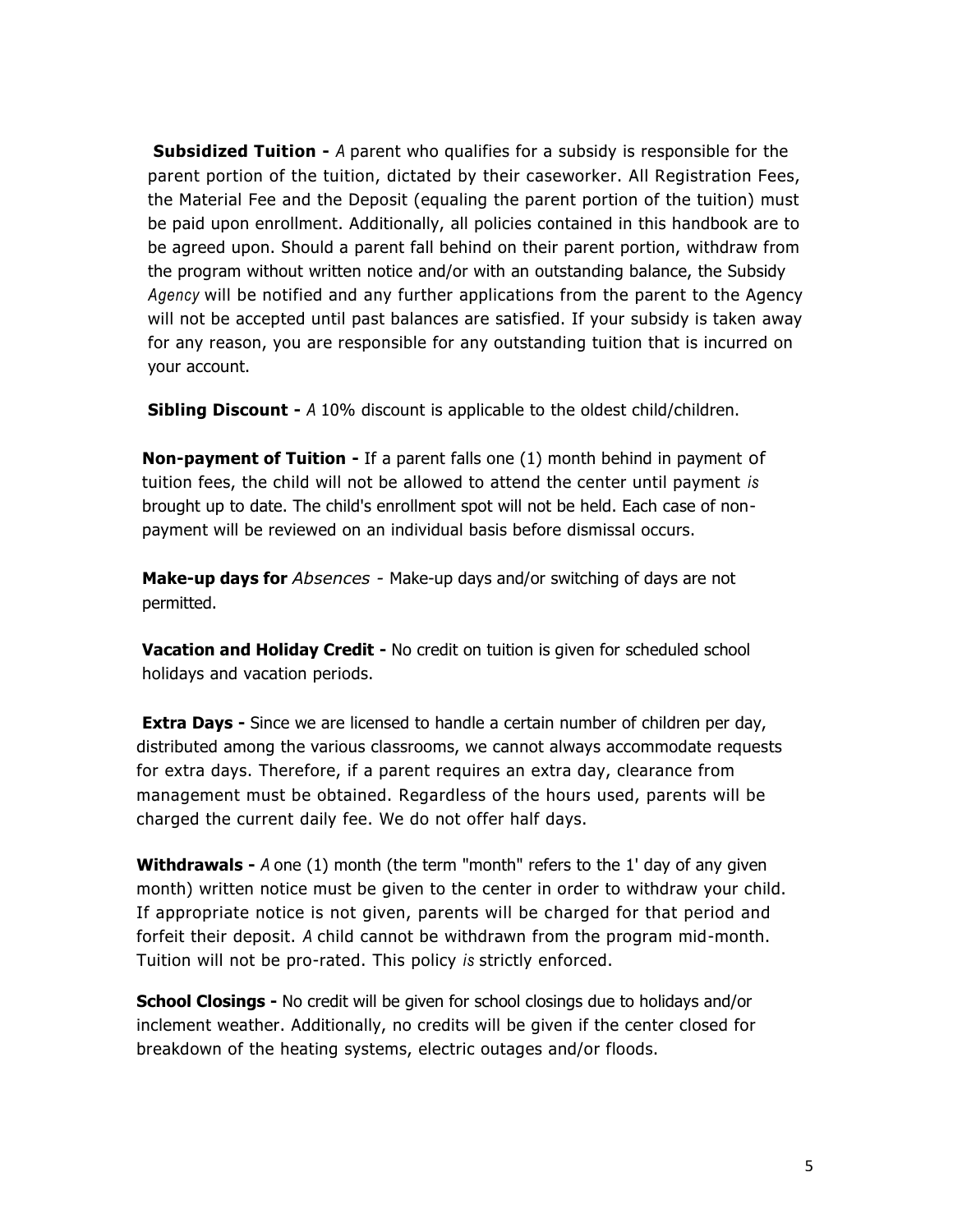**Subsidized Tuition -** *A* parent who qualifies for a subsidy is responsible for the parent portion of the tuition, dictated by their caseworker. All Registration Fees, the Material Fee and the Deposit (equaling the parent portion of the tuition) must be paid upon enrollment. Additionally, all policies contained in this handbook are to be agreed upon. Should a parent fall behind on their parent portion, withdraw from the program without written notice and/or with an outstanding balance, the Subsidy *Agency* will be notified and any further applications from the parent to the Agency will not be accepted until past balances are satisfied. If your subsidy is taken away for any reason, you are responsible for any outstanding tuition that is incurred on your account.

**Sibling Discount -** *A* 10% discount is applicable to the oldest child/children.

**Non-payment of Tuition -** If a parent falls one (1) month behind in payment of tuition fees, the child will not be allowed to attend the center until payment *is* brought up to date. The child's enrollment spot will not be held. Each case of non-payment will be reviewed on an individual basis before dismissal occurs.

**Make-up days for** *Absences* - Make-up days and/or switching of days are not permitted.

**Vacation and Holiday Credit -** No credit on tuition is given for scheduled school holidays and vacation periods.

**Extra Days -** Since we are licensed to handle a certain number of children per day, distributed among the various classrooms, we cannot always accommodate requests for extra days. Therefore, if a parent requires an extra day, clearance from management must be obtained. Regardless of the hours used, parents will be charged the current daily fee. We do not offer half days.

**Withdrawals -** *A* one (1) month (the term "month" refers to the 1' day of any given month) written notice must be given to the center in order to withdraw your child. If appropriate notice is not given, parents will be charged for that period and forfeit their deposit. *A* child cannot be withdrawn from the program mid-month. Tuition will not be pro-rated. This policy *is* strictly enforced.

**School Closings -** No credit will be given for school closings due to holidays and/or inclement weather. Additionally, no credits will be given if the center closed for breakdown of the heating systems, electric outages and/or floods.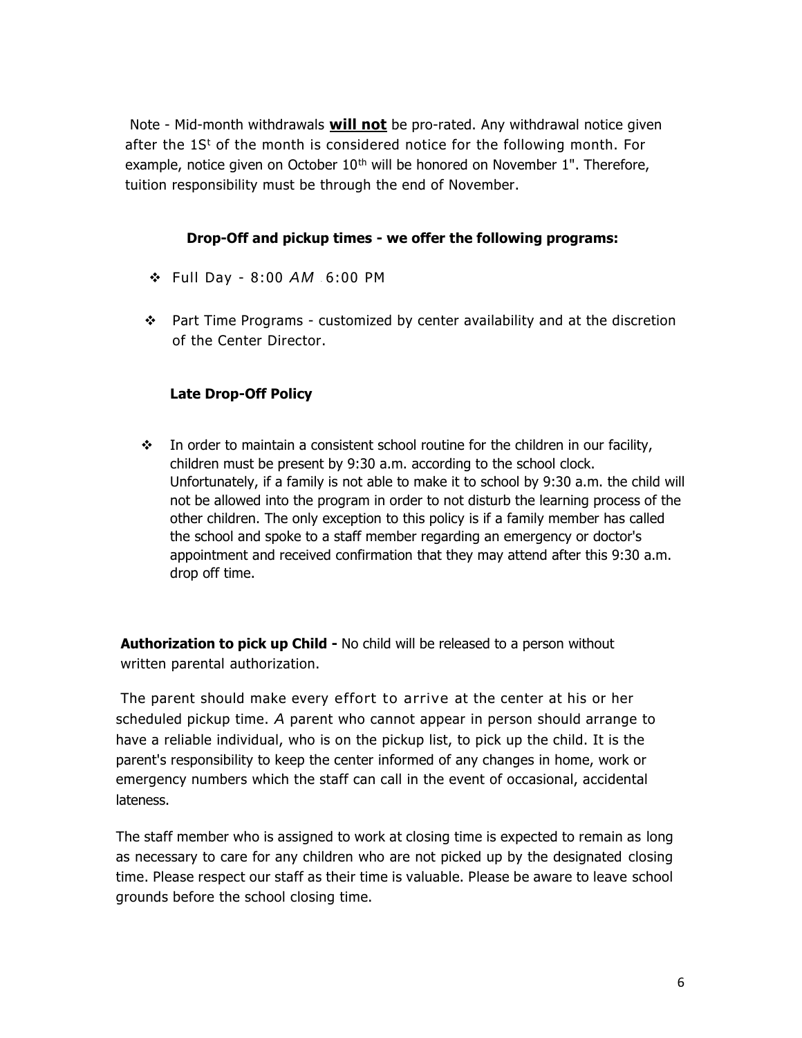Note - Mid-month withdrawals **will not** be pro-rated. Any withdrawal notice given after the 1S[t] of the month is considered notice for the following month. For example, notice given on October 10[th] will be honored on November 1". Therefore, tuition responsibility must be through the end of November.

**Drop-Off and pickup times - we offer the following programs:**

- Full Day - 8:00 *AM* . 6:00 PM
- Part Time Programs - customized by center availability and at the discretion of the Center Director.

**Late Drop-Off Policy**

- In order to maintain a consistent school routine for the children in our facility, children must be present by 9:30 a.m. according to the school clock. Unfortunately, if a family is not able to make it to school by 9:30 a.m. the child will not be allowed into the program in order to not disturb the learning process of the other children. The only exception to this policy is if a family member has called the school and spoke to a staff member regarding an emergency or doctor's appointment and received confirmation that they may attend after this 9:30 a.m. drop off time.

**Authorization to pick up Child -** No child will be released to a person without written parental authorization.

The parent should make every effort to arrive at the center at his or her scheduled pickup time. *A* parent who cannot appear in person should arrange to have a reliable individual, who is on the pickup list, to pick up the child. It is the parent's responsibility to keep the center informed of any changes in home, work or emergency numbers which the staff can call in the event of occasional, accidental lateness.

The staff member who is assigned to work at closing time is expected to remain as long as necessary to care for any children who are not picked up by the designated closing time. Please respect our staff as their time is valuable. Please be aware to leave school grounds before the school closing time.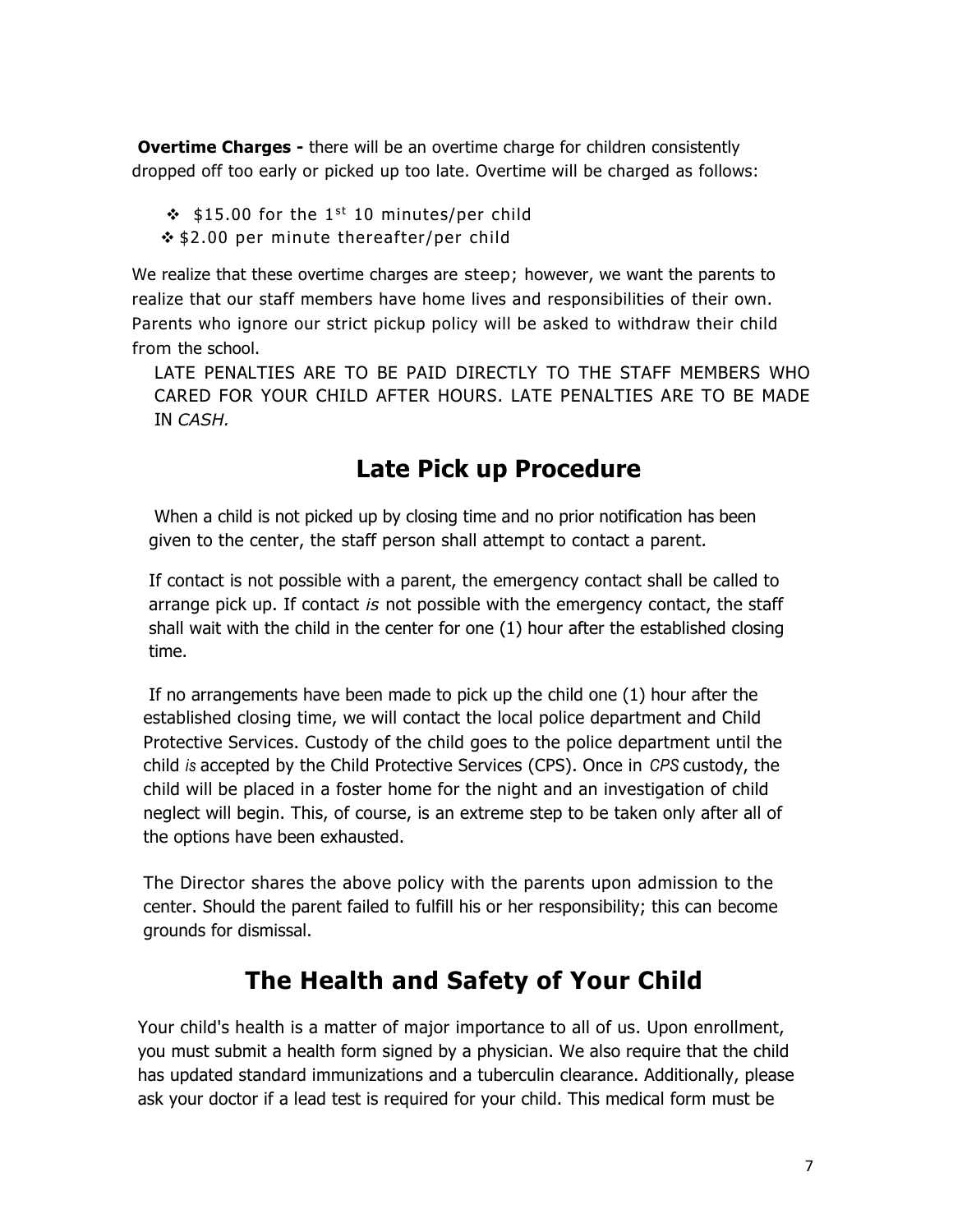**Overtime Charges -** there will be an overtime charge for children consistently dropped off too early or picked up too late. Overtime will be charged as follows:

- $15.00 for the 1st 10 minutes/per child
- $2.00 per minute thereafter/per child

We realize that these overtime charges are steep; however, we want the parents to realize that our staff members have home lives and responsibilities of their own. Parents who ignore our strict pickup policy will be asked to withdraw their child from the school.

LATE PENALTIES ARE TO BE PAID DIRECTLY TO THE STAFF MEMBERS WHO CARED FOR YOUR CHILD AFTER HOURS. LATE PENALTIES ARE TO BE MADE IN *CASH.*

## Late Pick up Procedure

When a child is not picked up by closing time and no prior notification has been given to the center, the staff person shall attempt to contact a parent.

If contact is not possible with a parent, the emergency contact shall be called to arrange pick up. If contact *is* not possible with the emergency contact, the staff shall wait with the child in the center for one (1) hour after the established closing time.

If no arrangements have been made to pick up the child one (1) hour after the established closing time, we will contact the local police department and Child Protective Services. Custody of the child goes to the police department until the child *is* accepted by the Child Protective Services (CPS). Once in *CPS* custody, the child will be placed in a foster home for the night and an investigation of child neglect will begin. This, of course, is an extreme step to be taken only after all of the options have been exhausted.

The Director shares the above policy with the parents upon admission to the center. Should the parent failed to fulfill his or her responsibility; this can become grounds for dismissal.

## The Health and Safety of Your Child

Your child's health is a matter of major importance to all of us. Upon enrollment, you must submit a health form signed by a physician. We also require that the child has updated standard immunizations and a tuberculin clearance. Additionally, please ask your doctor if a lead test is required for your child. This medical form must be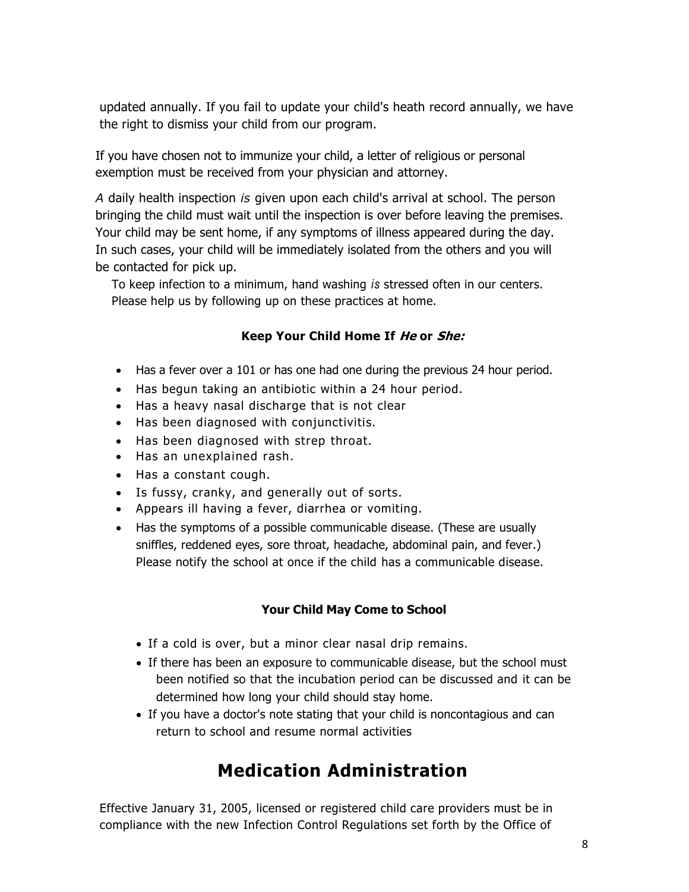updated annually. If you fail to update your child's heath record annually, we have the right to dismiss your child from our program.

If you have chosen not to immunize your child, a letter of religious or personal exemption must be received from your physician and attorney.

*A* daily health inspection *is* given upon each child's arrival at school. The person bringing the child must wait until the inspection is over before leaving the premises. Your child may be sent home, if any symptoms of illness appeared during the day. In such cases, your child will be immediately isolated from the others and you will be contacted for pick up.

To keep infection to a minimum, hand washing *is* stressed often in our centers. Please help us by following up on these practices at home.

**Keep Your Child Home If *He* or *She:***

- Has a fever over a 101 or has one had one during the previous 24 hour period.
- Has begun taking an antibiotic within a 24 hour period.
- Has a heavy nasal discharge that is not clear
- Has been diagnosed with conjunctivitis.
- Has been diagnosed with strep throat.
- Has an unexplained rash.
- Has a constant cough.
- Is fussy, cranky, and generally out of sorts.
- Appears ill having a fever, diarrhea or vomiting.
- Has the symptoms of a possible communicable disease. (These are usually sniffles, reddened eyes, sore throat, headache, abdominal pain, and fever.) Please notify the school at once if the child has a communicable disease.

**Your Child May Come to School**

- If a cold is over, but a minor clear nasal drip remains.
- If there has been an exposure to communicable disease, but the school must been notified so that the incubation period can be discussed and it can be determined how long your child should stay home.
- If you have a doctor's note stating that your child is noncontagious and can return to school and resume normal activities

# Medication Administration

Effective January 31, 2005, licensed or registered child care providers must be in compliance with the new Infection Control Regulations set forth by the Office of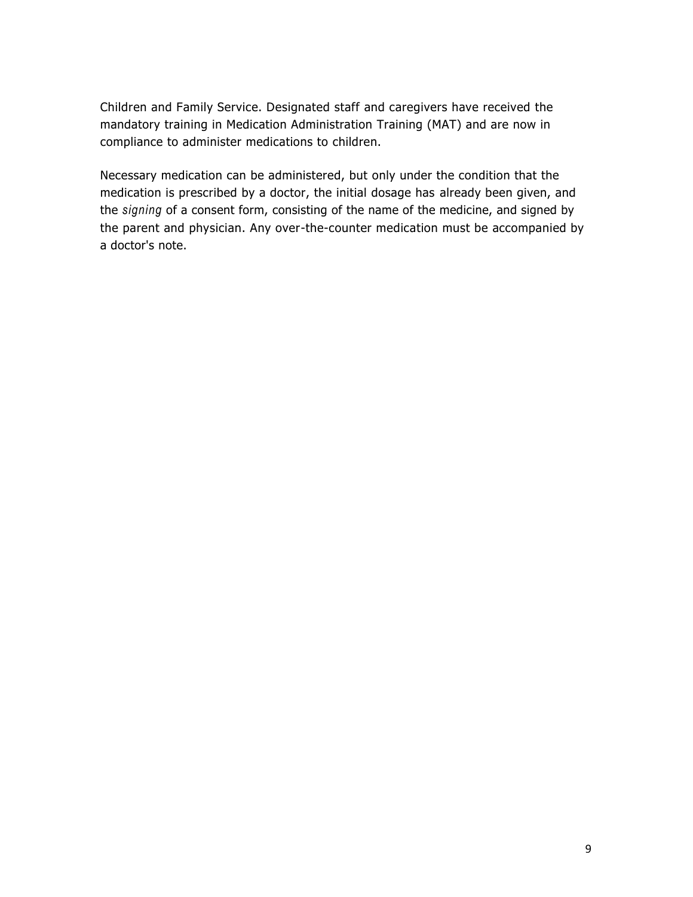Children and Family Service. Designated staff and caregivers have received the mandatory training in Medication Administration Training (MAT) and are now in compliance to administer medications to children.

Necessary medication can be administered, but only under the condition that the medication is prescribed by a doctor, the initial dosage has already been given, and the *signing* of a consent form, consisting of the name of the medicine, and signed by the parent and physician. Any over-the-counter medication must be accompanied by a doctor's note.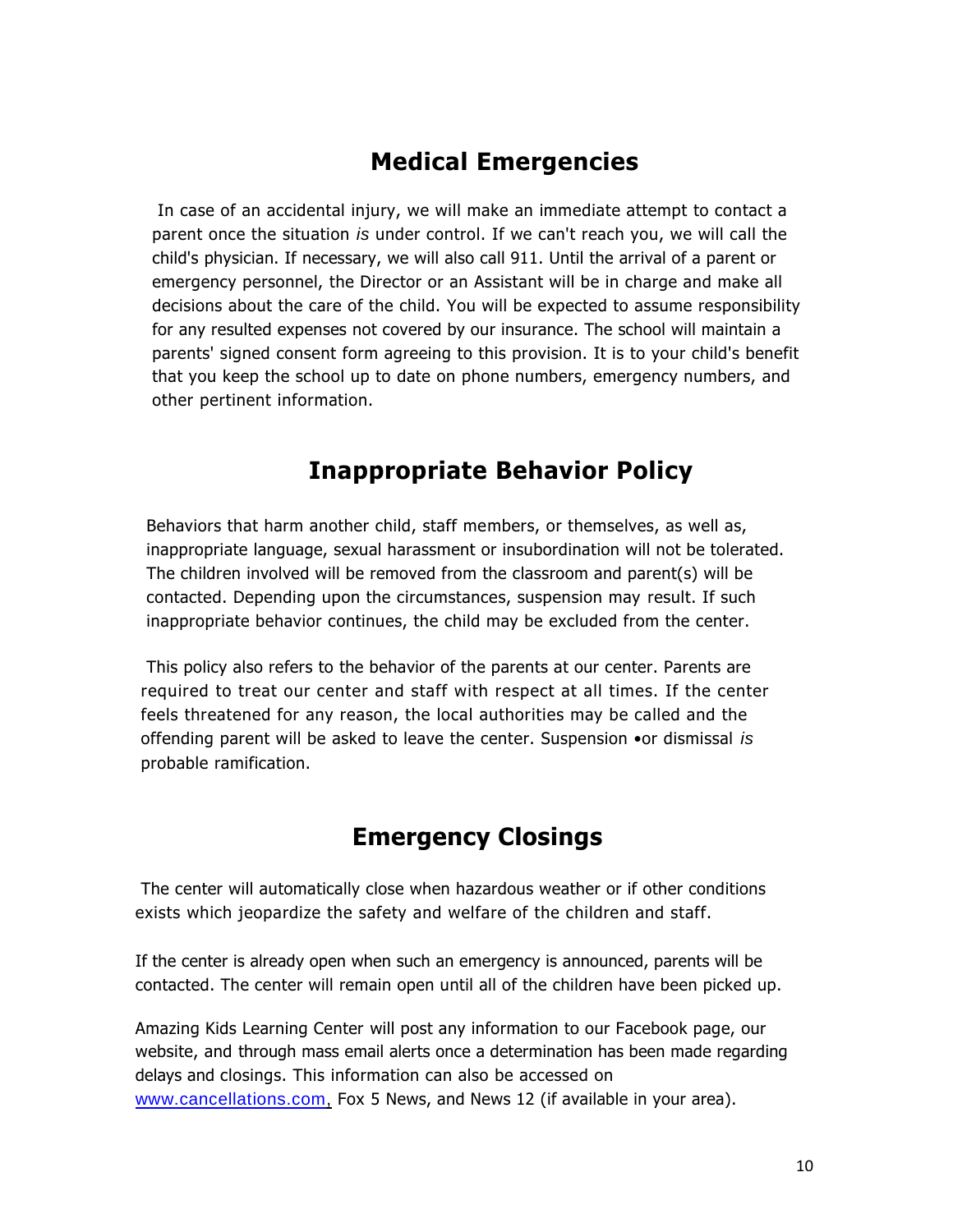## Medical Emergencies

In case of an accidental injury, we will make an immediate attempt to contact a parent once the situation *is* under control. If we can't reach you, we will call the child's physician. If necessary, we will also call 911. Until the arrival of a parent or emergency personnel, the Director or an Assistant will be in charge and make all decisions about the care of the child. You will be expected to assume responsibility for any resulted expenses not covered by our insurance. The school will maintain a parents' signed consent form agreeing to this provision. It is to your child's benefit that you keep the school up to date on phone numbers, emergency numbers, and other pertinent information.

## Inappropriate Behavior Policy

Behaviors that harm another child, staff members, or themselves, as well as, inappropriate language, sexual harassment or insubordination will not be tolerated. The children involved will be removed from the classroom and parent(s) will be contacted. Depending upon the circumstances, suspension may result. If such inappropriate behavior continues, the child may be excluded from the center.

This policy also refers to the behavior of the parents at our center. Parents are required to treat our center and staff with respect at all times. If the center feels threatened for any reason, the local authorities may be called and the offending parent will be asked to leave the center. Suspension •or dismissal *is* probable ramification.

## Emergency Closings

The center will automatically close when hazardous weather or if other conditions exists which jeopardize the safety and welfare of the children and staff.

If the center is already open when such an emergency is announced, parents will be contacted. The center will remain open until all of the children have been picked up.

Amazing Kids Learning Center will post any information to our Facebook page, our website, and through mass email alerts once a determination has been made regarding delays and closings. This information can also be accessed on www.cancellations.com, Fox 5 News, and News 12 (if available in your area).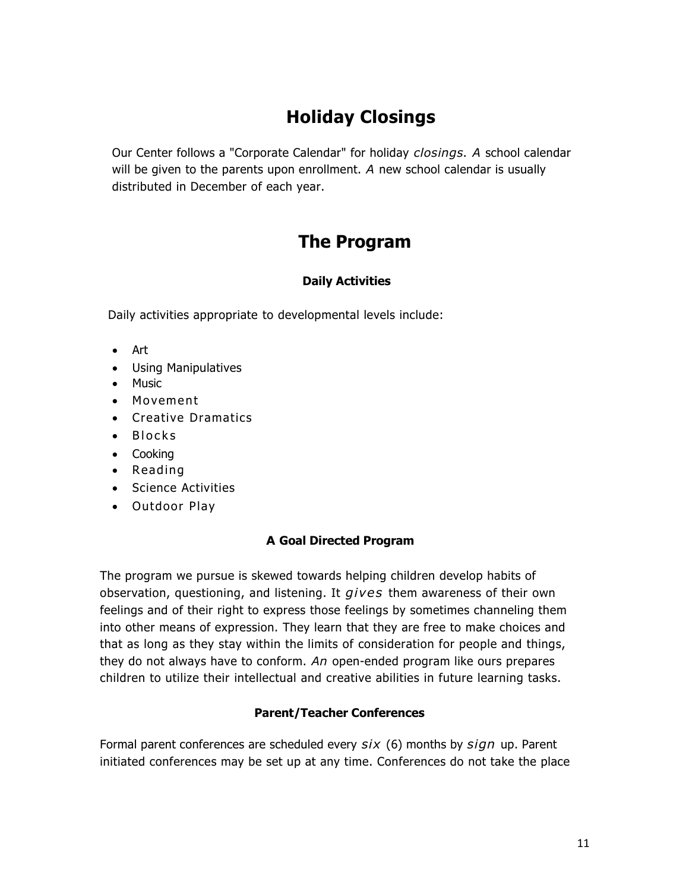# Holiday Closings

Our Center follows a "Corporate Calendar" for holiday *closings. A* school calendar will be given to the parents upon enrollment. *A* new school calendar is usually distributed in December of each year.

# The Program

### Daily Activities

Daily activities appropriate to developmental levels include:

- Art
- Using Manipulatives
- Music
- Movement
- Creative Dramatics
- Blocks
- Cooking
- Reading
- Science Activities
- Outdoor Play

### A Goal Directed Program

The program we pursue is skewed towards helping children develop habits of observation, questioning, and listening. It *gives* them awareness of their own feelings and of their right to express those feelings by sometimes channeling them into other means of expression. They learn that they are free to make choices and that as long as they stay within the limits of consideration for people and things, they do not always have to conform. *An* open-ended program like ours prepares children to utilize their intellectual and creative abilities in future learning tasks.

### Parent/Teacher Conferences

Formal parent conferences are scheduled every *six* (6) months by *sign* up. Parent initiated conferences may be set up at any time. Conferences do not take the place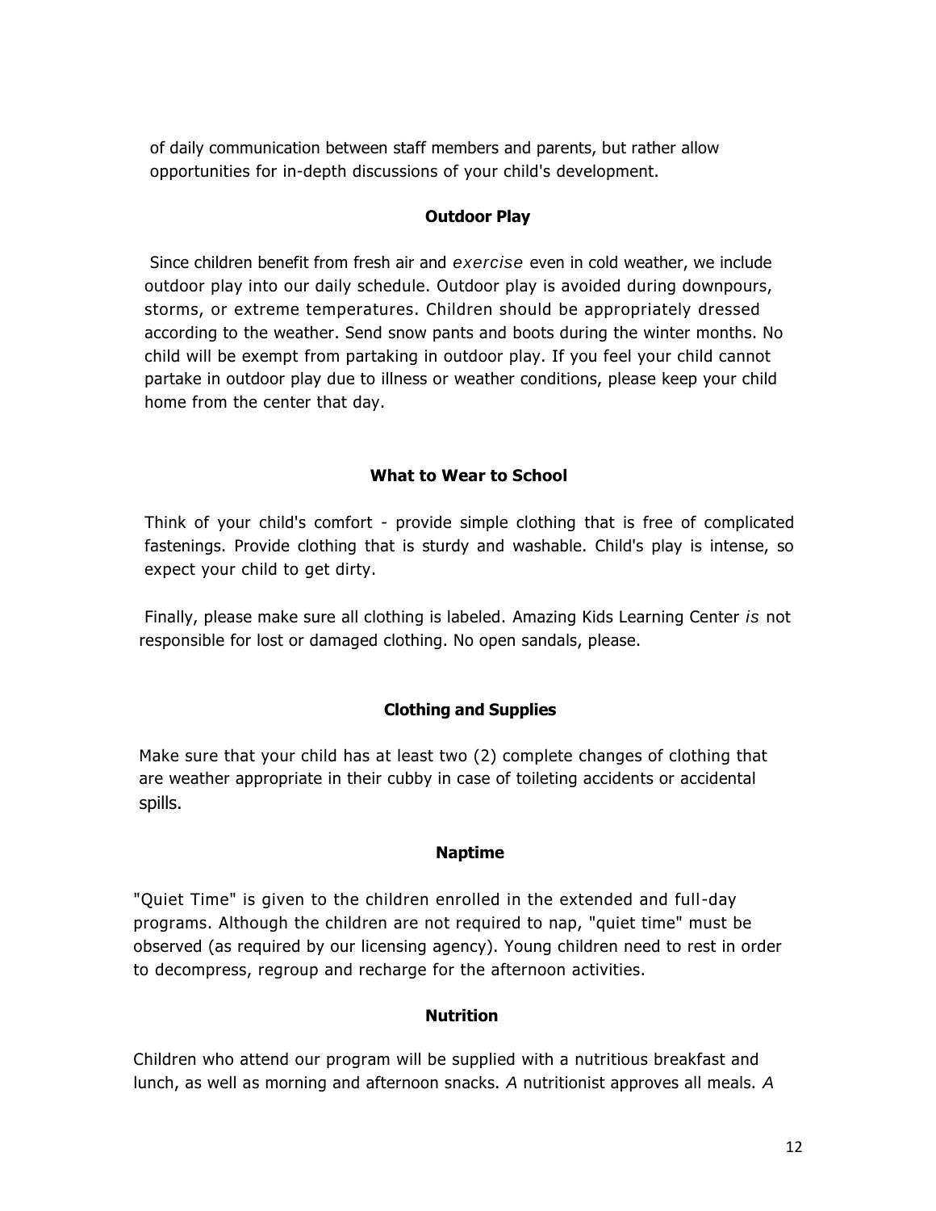of daily communication between staff members and parents, but rather allow opportunities for in-depth discussions of your child's development.

## Outdoor Play

Since children benefit from fresh air and *exercise* even in cold weather, we include outdoor play into our daily schedule. Outdoor play is avoided during downpours, storms, or extreme temperatures. Children should be appropriately dressed according to the weather. Send snow pants and boots during the winter months. No child will be exempt from partaking in outdoor play. If you feel your child cannot partake in outdoor play due to illness or weather conditions, please keep your child home from the center that day.

## What to Wear to School

Think of your child's comfort - provide simple clothing that is free of complicated fastenings. Provide clothing that is sturdy and washable. Child's play is intense, so expect your child to get dirty.

Finally, please make sure all clothing is labeled. Amazing Kids Learning Center *is* not responsible for lost or damaged clothing. No open sandals, please.

## Clothing and Supplies

Make sure that your child has at least two (2) complete changes of clothing that are weather appropriate in their cubby in case of toileting accidents or accidental spills.

## Naptime

"Quiet Time" is given to the children enrolled in the extended and full-day programs. Although the children are not required to nap, "quiet time" must be observed (as required by our licensing agency). Young children need to rest in order to decompress, regroup and recharge for the afternoon activities.

## Nutrition

Children who attend our program will be supplied with a nutritious breakfast and lunch, as well as morning and afternoon snacks. *A* nutritionist approves all meals. *A*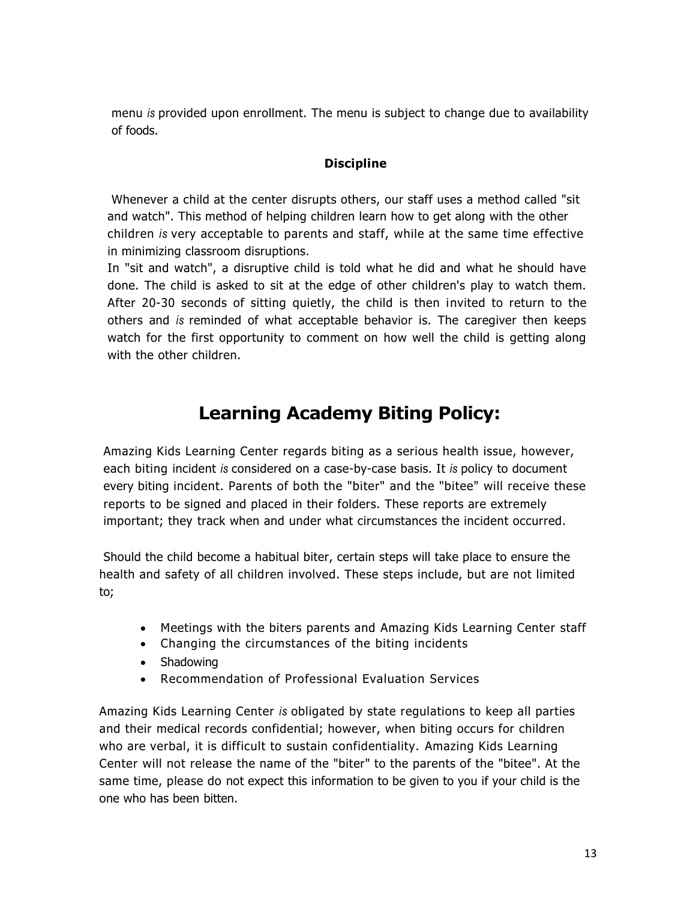menu *is* provided upon enrollment. The menu is subject to change due to availability of foods.

**Discipline**

Whenever a child at the center disrupts others, our staff uses a method called "sit and watch". This method of helping children learn how to get along with the other children *is* very acceptable to parents and staff, while at the same time effective in minimizing classroom disruptions.

In "sit and watch", a disruptive child is told what he did and what he should have done. The child is asked to sit at the edge of other children's play to watch them. After 20-30 seconds of sitting quietly, the child is then invited to return to the others and *is* reminded of what acceptable behavior is. The caregiver then keeps watch for the first opportunity to comment on how well the child is getting along with the other children.

## Learning Academy Biting Policy:

Amazing Kids Learning Center regards biting as a serious health issue, however, each biting incident *is* considered on a case-by-case basis. It *is* policy to document every biting incident. Parents of both the "biter" and the "bitee" will receive these reports to be signed and placed in their folders. These reports are extremely important; they track when and under what circumstances the incident occurred.

Should the child become a habitual biter, certain steps will take place to ensure the health and safety of all children involved. These steps include, but are not limited to;

- Meetings with the biters parents and Amazing Kids Learning Center staff
- Changing the circumstances of the biting incidents
- Shadowing
- Recommendation of Professional Evaluation Services

Amazing Kids Learning Center *is* obligated by state regulations to keep all parties and their medical records confidential; however, when biting occurs for children who are verbal, it is difficult to sustain confidentiality. Amazing Kids Learning Center will not release the name of the "biter" to the parents of the "bitee". At the same time, please do not expect this information to be given to you if your child is the one who has been bitten.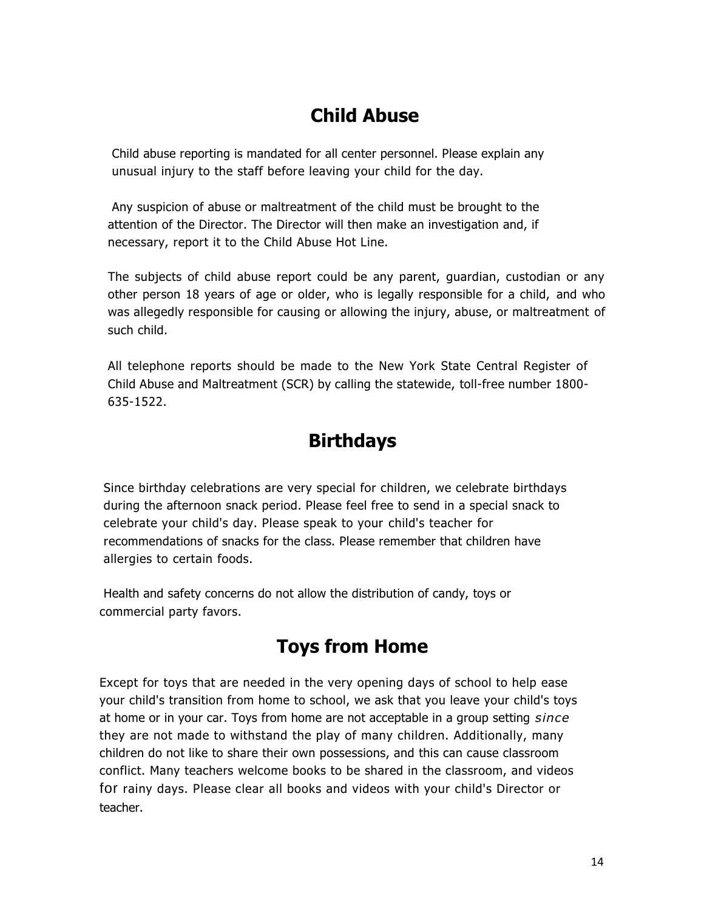# Child Abuse

Child abuse reporting is mandated for all center personnel. Please explain any unusual injury to the staff before leaving your child for the day.

Any suspicion of abuse or maltreatment of the child must be brought to the attention of the Director. The Director will then make an investigation and, if necessary, report it to the Child Abuse Hot Line.

The subjects of child abuse report could be any parent, guardian, custodian or any other person 18 years of age or older, who is legally responsible for a child, and who was allegedly responsible for causing or allowing the injury, abuse, or maltreatment of such child.

All telephone reports should be made to the New York State Central Register of Child Abuse and Maltreatment (SCR) by calling the statewide, toll-free number 1800-635-1522.

# Birthdays

Since birthday celebrations are very special for children, we celebrate birthdays during the afternoon snack period. Please feel free to send in a special snack to celebrate your child's day. Please speak to your child's teacher for recommendations of snacks for the class. Please remember that children have allergies to certain foods.

Health and safety concerns do not allow the distribution of candy, toys or commercial party favors.

# Toys from Home

Except for toys that are needed in the very opening days of school to help ease your child's transition from home to school, we ask that you leave your child's toys at home or in your car. Toys from home are not acceptable in a group setting *since* they are not made to withstand the play of many children. Additionally, many children do not like to share their own possessions, and this can cause classroom conflict. Many teachers welcome books to be shared in the classroom, and videos for rainy days. Please clear all books and videos with your child's Director or teacher.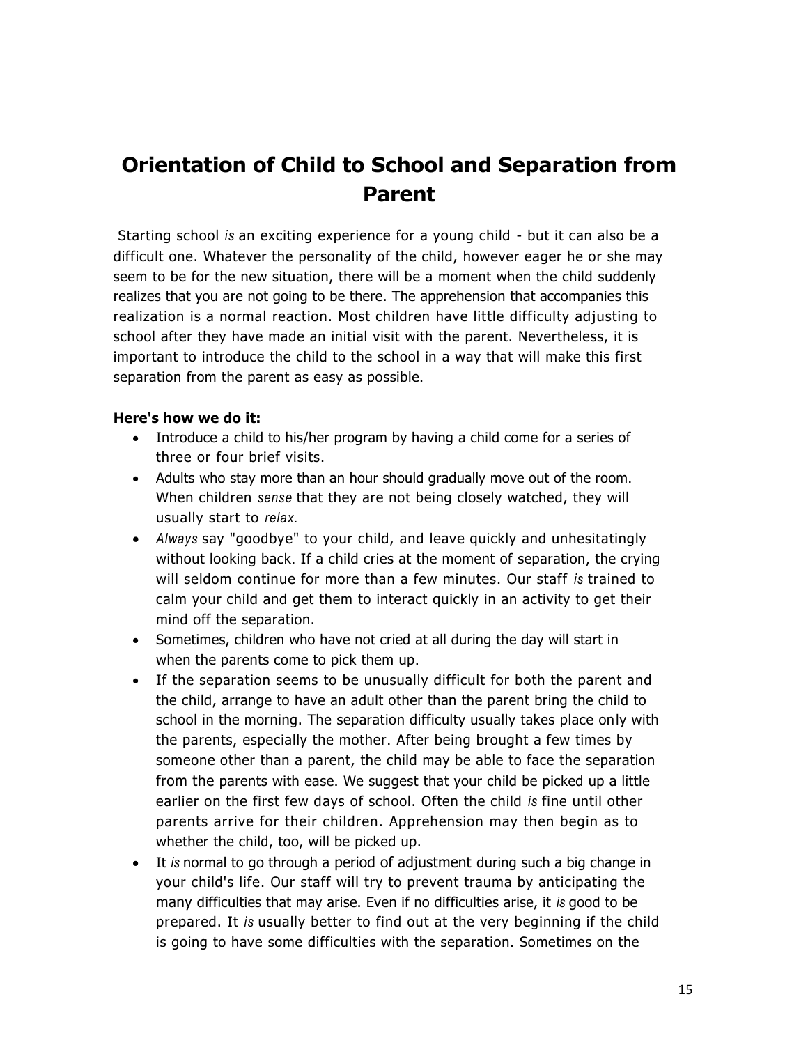# Orientation of Child to School and Separation from Parent

Starting school *is* an exciting experience for a young child - but it can also be a difficult one. Whatever the personality of the child, however eager he or she may seem to be for the new situation, there will be a moment when the child suddenly realizes that you are not going to be there. The apprehension that accompanies this realization is a normal reaction. Most children have little difficulty adjusting to school after they have made an initial visit with the parent. Nevertheless, it is important to introduce the child to the school in a way that will make this first separation from the parent as easy as possible.

**Here's how we do it:**

- Introduce a child to his/her program by having a child come for a series of three or four brief visits.
- Adults who stay more than an hour should gradually move out of the room. When children *sense* that they are not being closely watched, they will usually start to *relax.*
- *Always* say "goodbye" to your child, and leave quickly and unhesitatingly without looking back. If a child cries at the moment of separation, the crying will seldom continue for more than a few minutes. Our staff *is* trained to calm your child and get them to interact quickly in an activity to get their mind off the separation.
- Sometimes, children who have not cried at all during the day will start in when the parents come to pick them up.
- If the separation seems to be unusually difficult for both the parent and the child, arrange to have an adult other than the parent bring the child to school in the morning. The separation difficulty usually takes place only with the parents, especially the mother. After being brought a few times by someone other than a parent, the child may be able to face the separation from the parents with ease. We suggest that your child be picked up a little earlier on the first few days of school. Often the child *is* fine until other parents arrive for their children. Apprehension may then begin as to whether the child, too, will be picked up.
- It *is* normal to go through a period of adjustment during such a big change in your child's life. Our staff will try to prevent trauma by anticipating the many difficulties that may arise. Even if no difficulties arise, it *is* good to be prepared. It *is* usually better to find out at the very beginning if the child is going to have some difficulties with the separation. Sometimes on the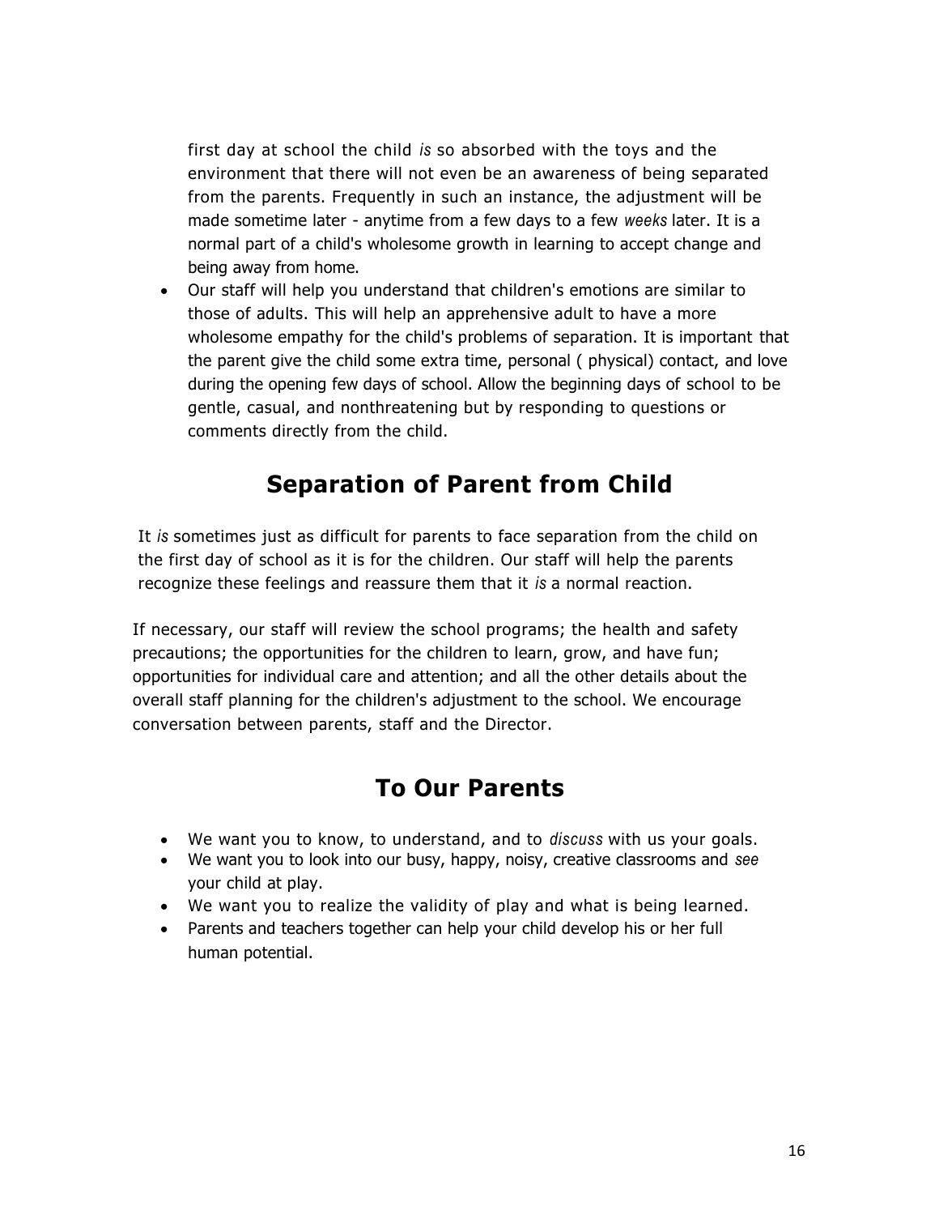first day at school the child *is* so absorbed with the toys and the environment that there will not even be an awareness of being separated from the parents. Frequently in such an instance, the adjustment will be made sometime later - anytime from a few days to a few *weeks* later. It is a normal part of a child's wholesome growth in learning to accept change and being away from home.

- Our staff will help you understand that children's emotions are similar to those of adults. This will help an apprehensive adult to have a more wholesome empathy for the child's problems of separation. It is important that the parent give the child some extra time, personal ( physical) contact, and love during the opening few days of school. Allow the beginning days of school to be gentle, casual, and nonthreatening but by responding to questions or comments directly from the child.

## Separation of Parent from Child

It *is* sometimes just as difficult for parents to face separation from the child on the first day of school as it is for the children. Our staff will help the parents recognize these feelings and reassure them that it *is* a normal reaction.

If necessary, our staff will review the school programs; the health and safety precautions; the opportunities for the children to learn, grow, and have fun; opportunities for individual care and attention; and all the other details about the overall staff planning for the children's adjustment to the school. We encourage conversation between parents, staff and the Director.

## To Our Parents

- We want you to know, to understand, and to *discuss* with us your goals.
- We want you to look into our busy, happy, noisy, creative classrooms and *see* your child at play.
- We want you to realize the validity of play and what is being learned.
- Parents and teachers together can help your child develop his or her full human potential.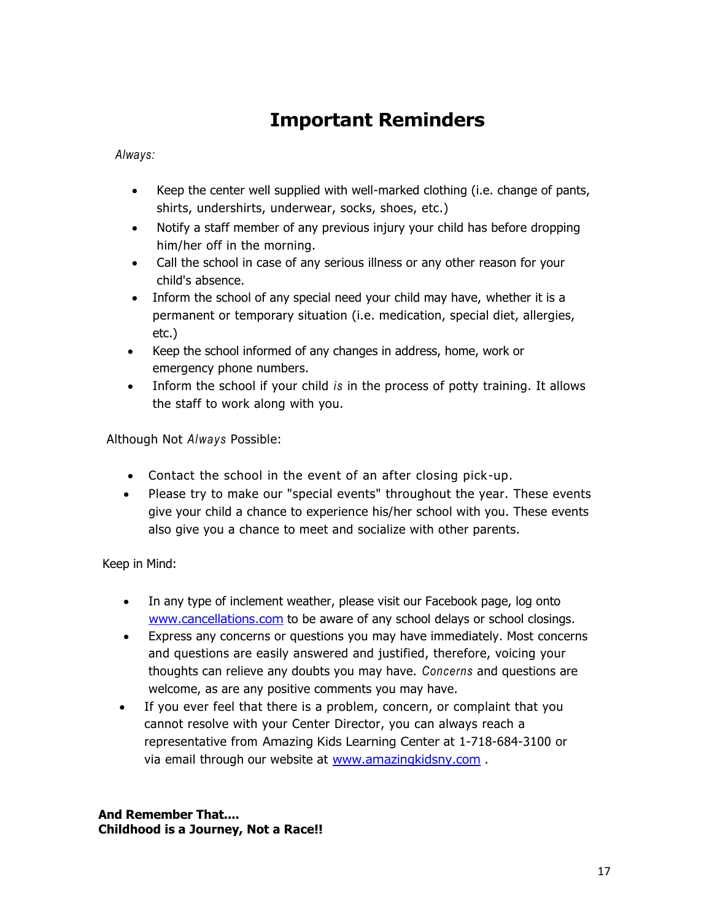# Important Reminders

*Always:*

- Keep the center well supplied with well-marked clothing (i.e. change of pants, shirts, undershirts, underwear, socks, shoes, etc.)
- Notify a staff member of any previous injury your child has before dropping him/her off in the morning.
- Call the school in case of any serious illness or any other reason for your child's absence.
- Inform the school of any special need your child may have, whether it is a permanent or temporary situation (i.e. medication, special diet, allergies, etc.)
- Keep the school informed of any changes in address, home, work or emergency phone numbers.
- Inform the school if your child *is* in the process of potty training. It allows the staff to work along with you.

Although Not *Always* Possible:

- Contact the school in the event of an after closing pick-up.
- Please try to make our "special events" throughout the year. These events give your child a chance to experience his/her school with you. These events also give you a chance to meet and socialize with other parents.

Keep in Mind:

- In any type of inclement weather, please visit our Facebook page, log onto www.cancellations.com to be aware of any school delays or school closings.
- Express any concerns or questions you may have immediately. Most concerns and questions are easily answered and justified, therefore, voicing your thoughts can relieve any doubts you may have. *Concerns* and questions are welcome, as are any positive comments you may have.
- If you ever feel that there is a problem, concern, or complaint that you cannot resolve with your Center Director, you can always reach a representative from Amazing Kids Learning Center at 1-718-684-3100 or via email through our website at www.amazingkidsny.com .

**And Remember That....**
**Childhood is a Journey, Not a Race!!**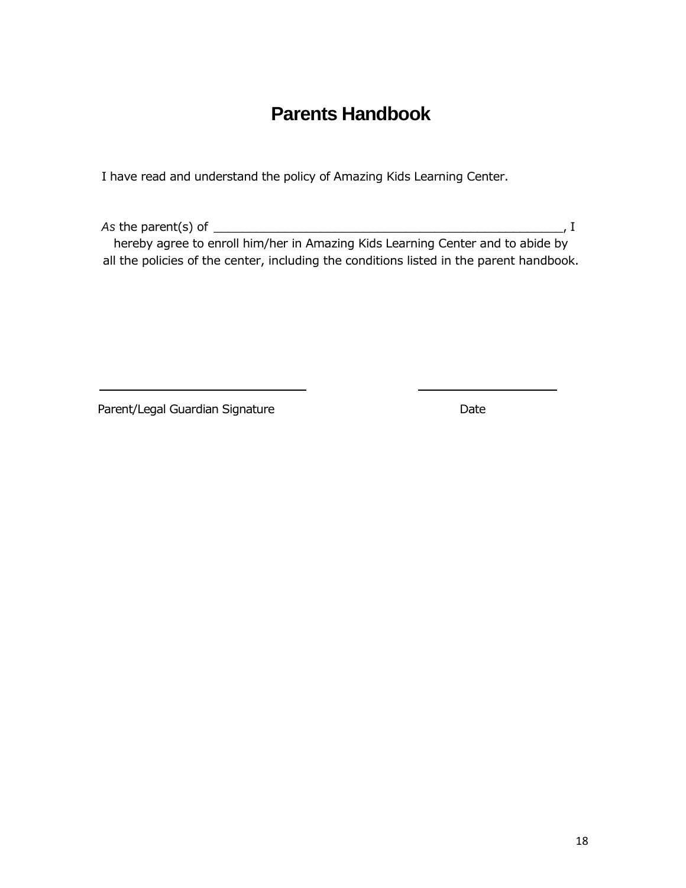# Parents Handbook

I have read and understand the policy of Amazing Kids Learning Center.

*As* the parent(s) of ___________________________________________________, I hereby agree to enroll him/her in Amazing Kids Learning Center and to abide by all the policies of the center, including the conditions listed in the parent handbook.

______________________________          ____________________

Parent/Legal Guardian Signature          Date